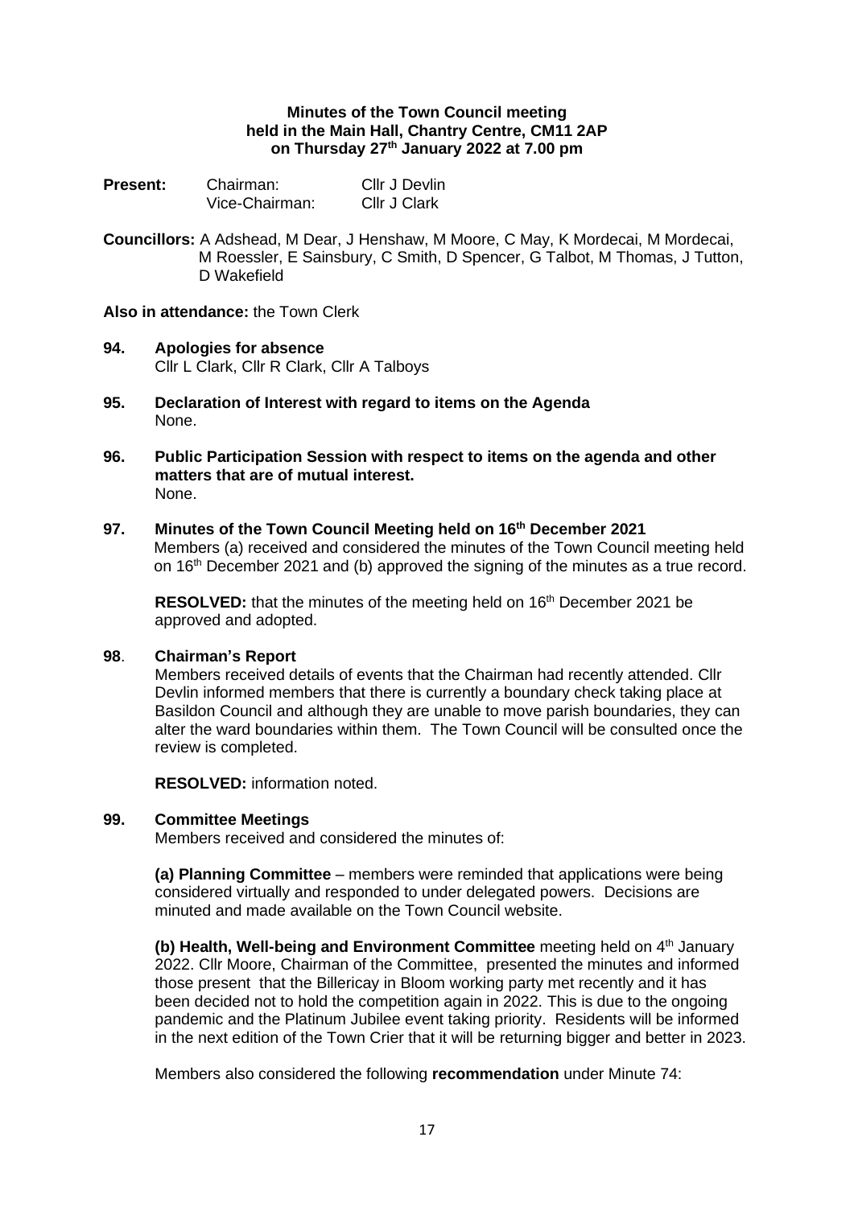**Minutes of the Town Council meeting held in the Main Hall, Chantry Centre, CM11 2AP on Thursday 27th January 2022 at 7.00 pm**

**Present:** Chairman: Cllr J Devlin
Vice-Chairman: Cllr J Clark

**Councillors:** A Adshead, M Dear, J Henshaw, M Moore, C May, K Mordecai, M Mordecai, M Roessler, E Sainsbury, C Smith, D Spencer, G Talbot, M Thomas, J Tutton, D Wakefield

**Also in attendance:** the Town Clerk

**94. Apologies for absence**
Cllr L Clark, Cllr R Clark, Cllr A Talboys

**95. Declaration of Interest with regard to items on the Agenda**
None.

**96. Public Participation Session with respect to items on the agenda and other matters that are of mutual interest.**
None.

**97. Minutes of the Town Council Meeting held on 16th December 2021**
Members (a) received and considered the minutes of the Town Council meeting held on 16th December 2021 and (b) approved the signing of the minutes as a true record.

**RESOLVED:** that the minutes of the meeting held on 16th December 2021 be approved and adopted.

**98. Chairman's Report**
Members received details of events that the Chairman had recently attended. Cllr Devlin informed members that there is currently a boundary check taking place at Basildon Council and although they are unable to move parish boundaries, they can alter the ward boundaries within them. The Town Council will be consulted once the review is completed.

**RESOLVED:** information noted.

**99. Committee Meetings**
Members received and considered the minutes of:

**(a) Planning Committee** – members were reminded that applications were being considered virtually and responded to under delegated powers. Decisions are minuted and made available on the Town Council website.

**(b) Health, Well-being and Environment Committee** meeting held on 4th January 2022. Cllr Moore, Chairman of the Committee, presented the minutes and informed those present that the Billericay in Bloom working party met recently and it has been decided not to hold the competition again in 2022. This is due to the ongoing pandemic and the Platinum Jubilee event taking priority. Residents will be informed in the next edition of the Town Crier that it will be returning bigger and better in 2023.

Members also considered the following **recommendation** under Minute 74: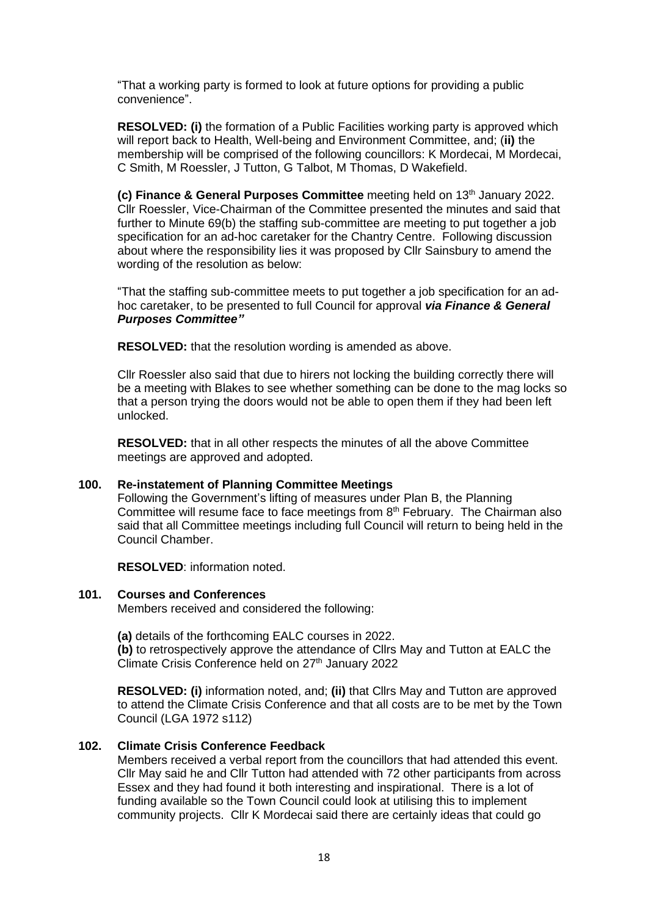"That a working party is formed to look at future options for providing a public convenience".

**RESOLVED: (i)** the formation of a Public Facilities working party is approved which will report back to Health, Well-being and Environment Committee, and; (**ii)** the membership will be comprised of the following councillors: K Mordecai, M Mordecai, C Smith, M Roessler, J Tutton, G Talbot, M Thomas, D Wakefield.

**(c) Finance & General Purposes Committee** meeting held on 13th January 2022. Cllr Roessler, Vice-Chairman of the Committee presented the minutes and said that further to Minute 69(b) the staffing sub-committee are meeting to put together a job specification for an ad-hoc caretaker for the Chantry Centre. Following discussion about where the responsibility lies it was proposed by Cllr Sainsbury to amend the wording of the resolution as below:

"That the staffing sub-committee meets to put together a job specification for an ad-hoc caretaker, to be presented to full Council for approval ***via Finance & General Purposes Committee"***

**RESOLVED:** that the resolution wording is amended as above.

Cllr Roessler also said that due to hirers not locking the building correctly there will be a meeting with Blakes to see whether something can be done to the mag locks so that a person trying the doors would not be able to open them if they had been left unlocked.

**RESOLVED:** that in all other respects the minutes of all the above Committee meetings are approved and adopted.

**100. Re-instatement of Planning Committee Meetings**

Following the Government's lifting of measures under Plan B, the Planning Committee will resume face to face meetings from 8th February. The Chairman also said that all Committee meetings including full Council will return to being held in the Council Chamber.

**RESOLVED**: information noted.

**101. Courses and Conferences**

Members received and considered the following:

**(a)** details of the forthcoming EALC courses in 2022.
**(b)** to retrospectively approve the attendance of Cllrs May and Tutton at EALC the Climate Crisis Conference held on 27th January 2022

**RESOLVED: (i)** information noted, and; **(ii)** that Cllrs May and Tutton are approved to attend the Climate Crisis Conference and that all costs are to be met by the Town Council (LGA 1972 s112)

**102. Climate Crisis Conference Feedback**

Members received a verbal report from the councillors that had attended this event. Cllr May said he and Cllr Tutton had attended with 72 other participants from across Essex and they had found it both interesting and inspirational. There is a lot of funding available so the Town Council could look at utilising this to implement community projects. Cllr K Mordecai said there are certainly ideas that could go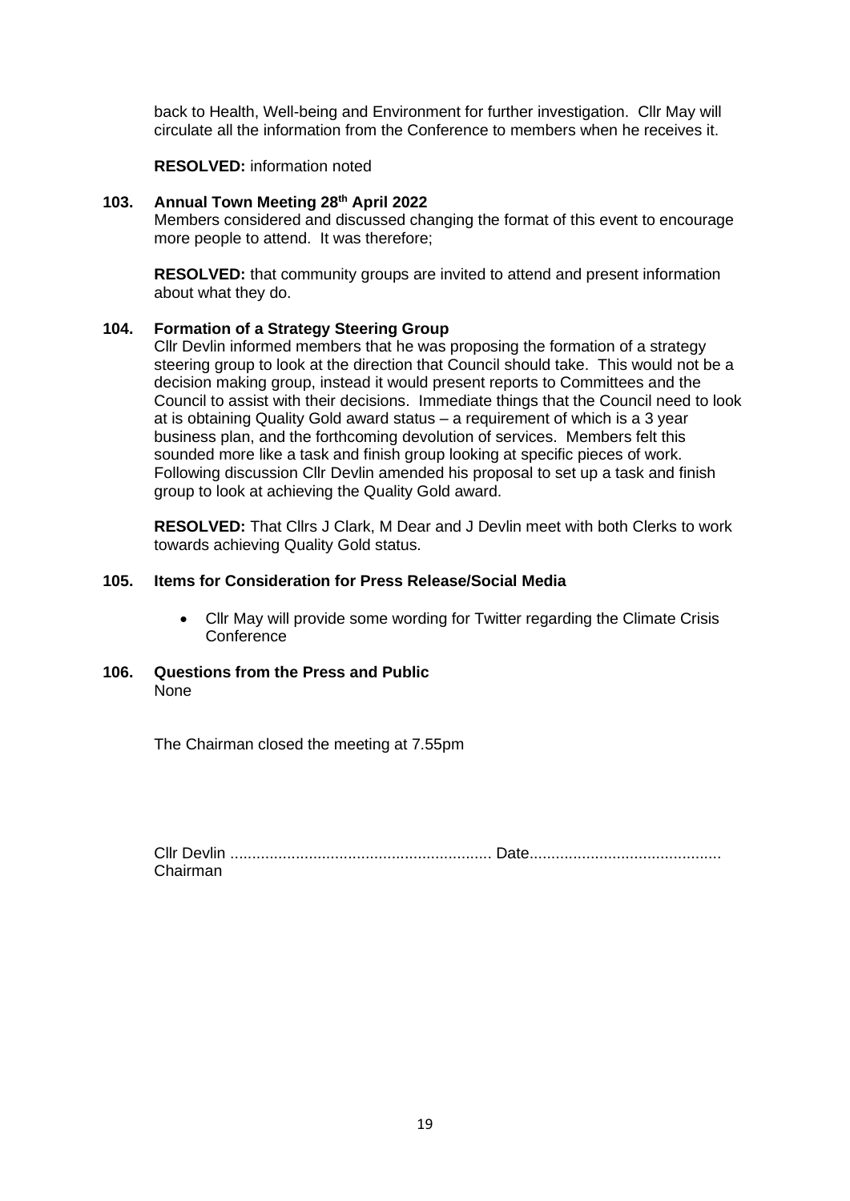back to Health, Well-being and Environment for further investigation. Cllr May will circulate all the information from the Conference to members when he receives it.

**RESOLVED:** information noted

### 103. Annual Town Meeting 28th April 2022

Members considered and discussed changing the format of this event to encourage more people to attend. It was therefore;

**RESOLVED:** that community groups are invited to attend and present information about what they do.

### 104. Formation of a Strategy Steering Group

Cllr Devlin informed members that he was proposing the formation of a strategy steering group to look at the direction that Council should take. This would not be a decision making group, instead it would present reports to Committees and the Council to assist with their decisions. Immediate things that the Council need to look at is obtaining Quality Gold award status – a requirement of which is a 3 year business plan, and the forthcoming devolution of services. Members felt this sounded more like a task and finish group looking at specific pieces of work. Following discussion Cllr Devlin amended his proposal to set up a task and finish group to look at achieving the Quality Gold award.

**RESOLVED:** That Cllrs J Clark, M Dear and J Devlin meet with both Clerks to work towards achieving Quality Gold status.

### 105. Items for Consideration for Press Release/Social Media

- Cllr May will provide some wording for Twitter regarding the Climate Crisis Conference

### 106. Questions from the Press and Public

None

The Chairman closed the meeting at 7.55pm

Cllr Devlin ............................................................ Date............................................
Chairman